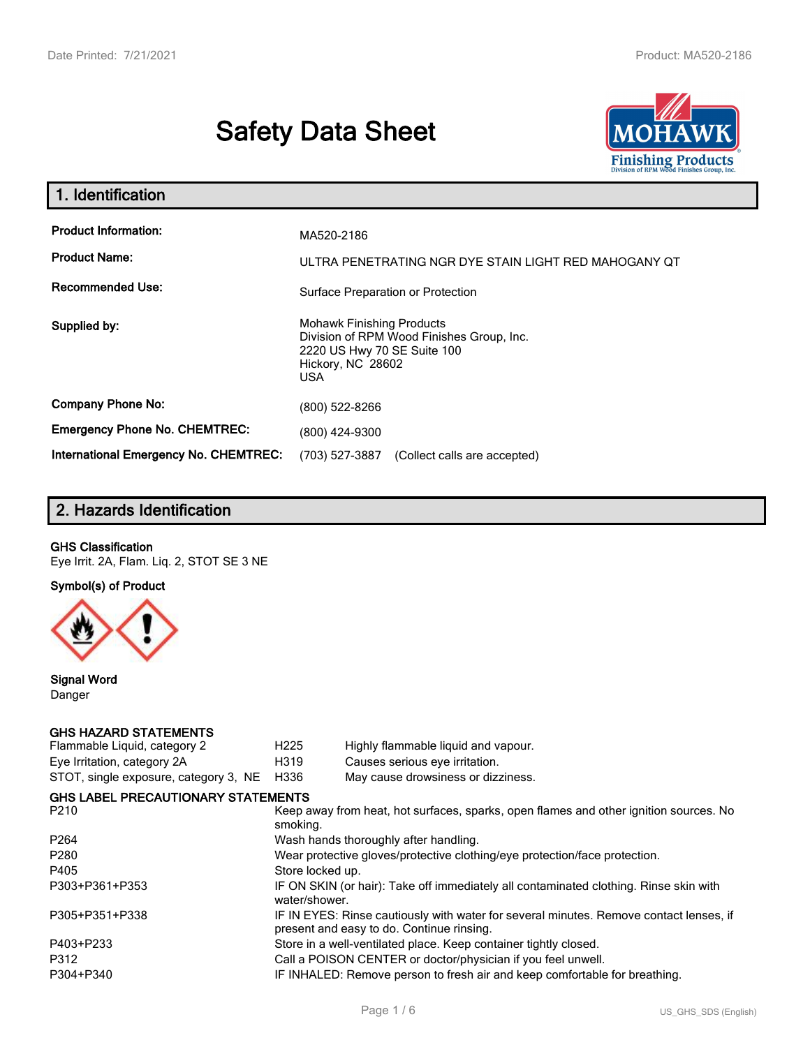# Safety Data Sheet

## 1. Identification

| | |
|---|---|
| **Product Information:** | MA520-2186 |
| **Product Name:** | ULTRA PENETRATING NGR DYE STAIN LIGHT RED MAHOGANY QT |
| **Recommended Use:** | Surface Preparation or Protection |
| **Supplied by:** | Mohawk Finishing Products<br>Division of RPM Wood Finishes Group, Inc.<br>2220 US Hwy 70 SE Suite 100<br>Hickory, NC 28602<br>USA |
| **Company Phone No:** | (800) 522-8266 |
| **Emergency Phone No. CHEMTREC:** | (800) 424-9300 |
| **International Emergency No. CHEMTREC:** | (703) 527-3887 (Collect calls are accepted) |

## 2. Hazards Identification

**GHS Classification**

Eye Irrit. 2A, Flam. Liq. 2, STOT SE 3 NE

**Symbol(s) of Product**

**Signal Word**

Danger

**GHS HAZARD STATEMENTS**

| | | |
|---|---|---|
| Flammable Liquid, category 2 | H225 | Highly flammable liquid and vapour. |
| Eye Irritation, category 2A | H319 | Causes serious eye irritation. |
| STOT, single exposure, category 3, NE | H336 | May cause drowsiness or dizziness. |

**GHS LABEL PRECAUTIONARY STATEMENTS**

| | |
|---|---|
| P210 | Keep away from heat, hot surfaces, sparks, open flames and other ignition sources. No smoking. |
| P264 | Wash hands thoroughly after handling. |
| P280 | Wear protective gloves/protective clothing/eye protection/face protection. |
| P405 | Store locked up. |
| P303+P361+P353 | IF ON SKIN (or hair): Take off immediately all contaminated clothing. Rinse skin with water/shower. |
| P305+P351+P338 | IF IN EYES: Rinse cautiously with water for several minutes. Remove contact lenses, if present and easy to do. Continue rinsing. |
| P403+P233 | Store in a well-ventilated place. Keep container tightly closed. |
| P312 | Call a POISON CENTER or doctor/physician if you feel unwell. |
| P304+P340 | IF INHALED: Remove person to fresh air and keep comfortable for breathing. |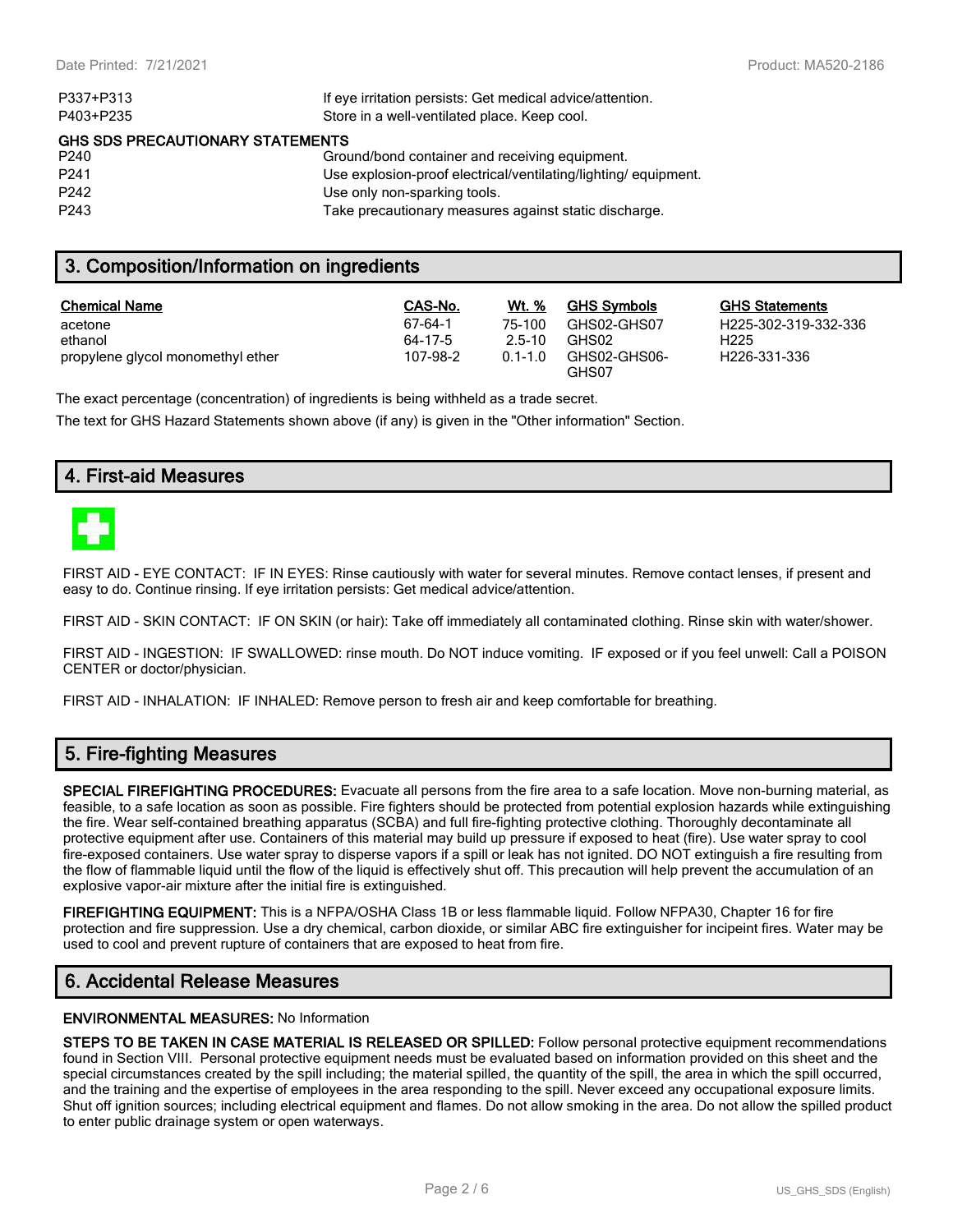| | |
|---|---|
| P337+P313 | If eye irritation persists: Get medical advice/attention. |
| P403+P235 | Store in a well-ventilated place. Keep cool. |

**GHS SDS PRECAUTIONARY STATEMENTS**

| | |
|---|---|
| P240 | Ground/bond container and receiving equipment. |
| P241 | Use explosion-proof electrical/ventilating/lighting/ equipment. |
| P242 | Use only non-sparking tools. |
| P243 | Take precautionary measures against static discharge. |

## 3. Composition/Information on ingredients

| Chemical Name | CAS-No. | Wt. % | GHS Symbols | GHS Statements |
|---|---|---|---|---|
| acetone | 67-64-1 | 75-100 | GHS02-GHS07 | H225-302-319-332-336 |
| ethanol | 64-17-5 | 2.5-10 | GHS02 | H225 |
| propylene glycol monomethyl ether | 107-98-2 | 0.1-1.0 | GHS02-GHS06-GHS07 | H226-331-336 |

The exact percentage (concentration) of ingredients is being withheld as a trade secret.

The text for GHS Hazard Statements shown above (if any) is given in the "Other information" Section.

## 4. First-aid Measures

FIRST AID - EYE CONTACT: IF IN EYES: Rinse cautiously with water for several minutes. Remove contact lenses, if present and easy to do. Continue rinsing. If eye irritation persists: Get medical advice/attention.

FIRST AID - SKIN CONTACT: IF ON SKIN (or hair): Take off immediately all contaminated clothing. Rinse skin with water/shower.

FIRST AID - INGESTION: IF SWALLOWED: rinse mouth. Do NOT induce vomiting. IF exposed or if you feel unwell: Call a POISON CENTER or doctor/physician.

FIRST AID - INHALATION: IF INHALED: Remove person to fresh air and keep comfortable for breathing.

## 5. Fire-fighting Measures

**SPECIAL FIREFIGHTING PROCEDURES:** Evacuate all persons from the fire area to a safe location. Move non-burning material, as feasible, to a safe location as soon as possible. Fire fighters should be protected from potential explosion hazards while extinguishing the fire. Wear self-contained breathing apparatus (SCBA) and full fire-fighting protective clothing. Thoroughly decontaminate all protective equipment after use. Containers of this material may build up pressure if exposed to heat (fire). Use water spray to cool fire-exposed containers. Use water spray to disperse vapors if a spill or leak has not ignited. DO NOT extinguish a fire resulting from the flow of flammable liquid until the flow of the liquid is effectively shut off. This precaution will help prevent the accumulation of an explosive vapor-air mixture after the initial fire is extinguished.

**FIREFIGHTING EQUIPMENT:** This is a NFPA/OSHA Class 1B or less flammable liquid. Follow NFPA30, Chapter 16 for fire protection and fire suppression. Use a dry chemical, carbon dioxide, or similar ABC fire extinguisher for incipeint fires. Water may be used to cool and prevent rupture of containers that are exposed to heat from fire.

## 6. Accidental Release Measures

**ENVIRONMENTAL MEASURES:** No Information

**STEPS TO BE TAKEN IN CASE MATERIAL IS RELEASED OR SPILLED:** Follow personal protective equipment recommendations found in Section VIII. Personal protective equipment needs must be evaluated based on information provided on this sheet and the special circumstances created by the spill including; the material spilled, the quantity of the spill, the area in which the spill occurred, and the training and the expertise of employees in the area responding to the spill. Never exceed any occupational exposure limits. Shut off ignition sources; including electrical equipment and flames. Do not allow smoking in the area. Do not allow the spilled product to enter public drainage system or open waterways.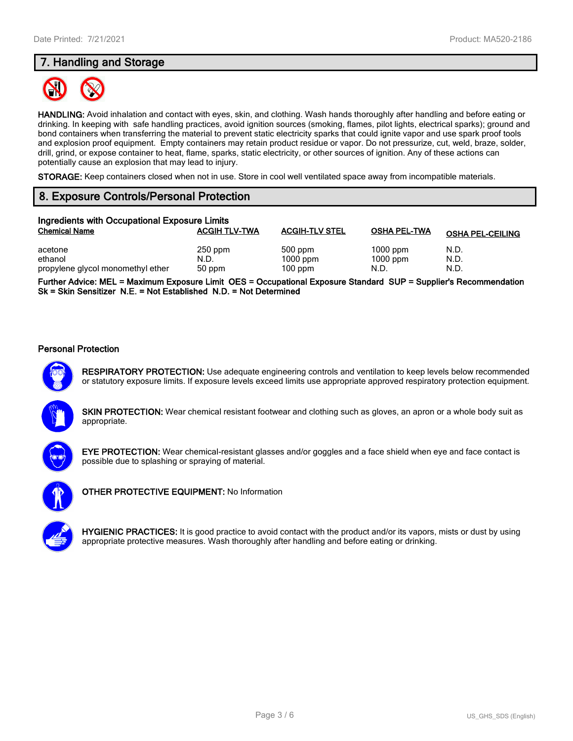## 7. Handling and Storage

**HANDLING:** Avoid inhalation and contact with eyes, skin, and clothing. Wash hands thoroughly after handling and before eating or drinking. In keeping with safe handling practices, avoid ignition sources (smoking, flames, pilot lights, electrical sparks); ground and bond containers when transferring the material to prevent static electricity sparks that could ignite vapor and use spark proof tools and explosion proof equipment. Empty containers may retain product residue or vapor. Do not pressurize, cut, weld, braze, solder, drill, grind, or expose container to heat, flame, sparks, static electricity, or other sources of ignition. Any of these actions can potentially cause an explosion that may lead to injury.

**STORAGE:** Keep containers closed when not in use. Store in cool well ventilated space away from incompatible materials.

## 8. Exposure Controls/Personal Protection

### Ingredients with Occupational Exposure Limits

| Chemical Name | ACGIH TLV-TWA | ACGIH-TLV STEL | OSHA PEL-TWA | OSHA PEL-CEILING |
|---|---|---|---|---|
| acetone | 250 ppm | 500 ppm | 1000 ppm | N.D. |
| ethanol | N.D. | 1000 ppm | 1000 ppm | N.D. |
| propylene glycol monomethyl ether | 50 ppm | 100 ppm | N.D. | N.D. |

**Further Advice: MEL = Maximum Exposure Limit OES = Occupational Exposure Standard SUP = Supplier's Recommendation Sk = Skin Sensitizer N.E. = Not Established N.D. = Not Determined**

### Personal Protection

**RESPIRATORY PROTECTION:** Use adequate engineering controls and ventilation to keep levels below recommended or statutory exposure limits. If exposure levels exceed limits use appropriate approved respiratory protection equipment.

**SKIN PROTECTION:** Wear chemical resistant footwear and clothing such as gloves, an apron or a whole body suit as appropriate.

**EYE PROTECTION:** Wear chemical-resistant glasses and/or goggles and a face shield when eye and face contact is possible due to splashing or spraying of material.

**OTHER PROTECTIVE EQUIPMENT:** No Information

**HYGIENIC PRACTICES:** It is good practice to avoid contact with the product and/or its vapors, mists or dust by using appropriate protective measures. Wash thoroughly after handling and before eating or drinking.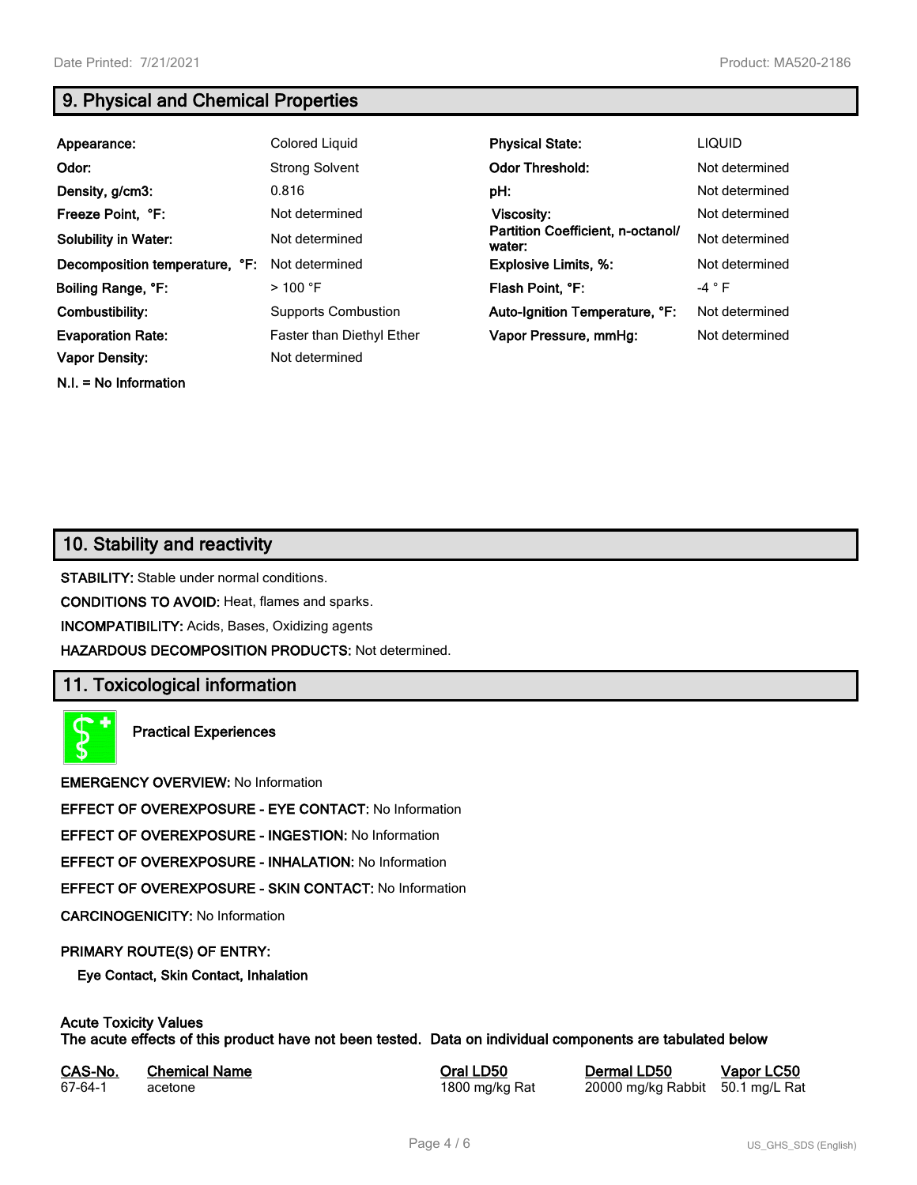## 9. Physical and Chemical Properties

| | | | |
|---|---|---|---|
| **Appearance:** | Colored Liquid | **Physical State:** | LIQUID |
| **Odor:** | Strong Solvent | **Odor Threshold:** | Not determined |
| **Density, g/cm3:** | 0.816 | **pH:** | Not determined |
| **Freeze Point, °F:** | Not determined | **Viscosity:** | Not determined |
| **Solubility in Water:** | Not determined | **Partition Coefficient, n-octanol/ water:** | Not determined |
| **Decomposition temperature, °F:** | Not determined | **Explosive Limits, %:** | Not determined |
| **Boiling Range, °F:** | > 100 °F | **Flash Point, °F:** | -4 ° F |
| **Combustibility:** | Supports Combustion | **Auto-Ignition Temperature, °F:** | Not determined |
| **Evaporation Rate:** | Faster than Diethyl Ether | **Vapor Pressure, mmHg:** | Not determined |
| **Vapor Density:** | Not determined | | |

**N.I. = No Information**

## 10. Stability and reactivity

**STABILITY:** Stable under normal conditions.

**CONDITIONS TO AVOID:** Heat, flames and sparks.

**INCOMPATIBILITY:** Acids, Bases, Oxidizing agents

**HAZARDOUS DECOMPOSITION PRODUCTS:** Not determined.

## 11. Toxicological information

**Practical Experiences**

**EMERGENCY OVERVIEW:** No Information

**EFFECT OF OVEREXPOSURE - EYE CONTACT:** No Information

**EFFECT OF OVEREXPOSURE - INGESTION:** No Information

**EFFECT OF OVEREXPOSURE - INHALATION:** No Information

**EFFECT OF OVEREXPOSURE - SKIN CONTACT:** No Information

**CARCINOGENICITY:** No Information

**PRIMARY ROUTE(S) OF ENTRY:**

**Eye Contact, Skin Contact, Inhalation**

**Acute Toxicity Values**
**The acute effects of this product have not been tested. Data on individual components are tabulated below**

| CAS-No. | Chemical Name | Oral LD50 | Dermal LD50 | Vapor LC50 |
|---|---|---|---|---|
| 67-64-1 | acetone | 1800 mg/kg Rat | 20000 mg/kg Rabbit | 50.1 mg/L Rat |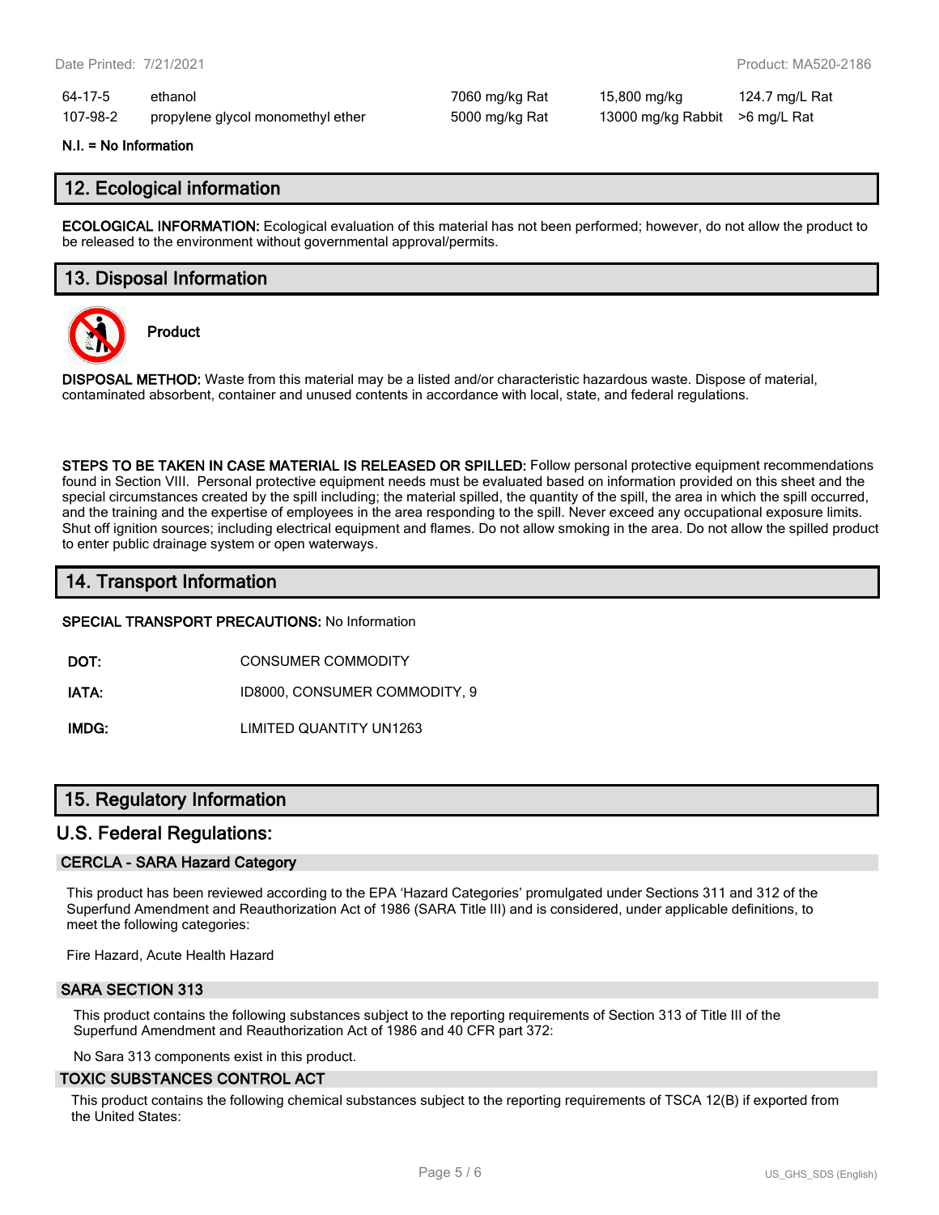| | | | | |
|---|---|---|---|---|
| 64-17-5 | ethanol | 7060 mg/kg Rat | 15,800 mg/kg | 124.7 mg/L Rat |
| 107-98-2 | propylene glycol monomethyl ether | 5000 mg/kg Rat | 13000 mg/kg Rabbit | >6 mg/L Rat |

**N.I. = No Information**

## 12. Ecological information

**ECOLOGICAL INFORMATION:** Ecological evaluation of this material has not been performed; however, do not allow the product to be released to the environment without governmental approval/permits.

## 13. Disposal Information

**Product**

**DISPOSAL METHOD:** Waste from this material may be a listed and/or characteristic hazardous waste. Dispose of material, contaminated absorbent, container and unused contents in accordance with local, state, and federal regulations.

**STEPS TO BE TAKEN IN CASE MATERIAL IS RELEASED OR SPILLED:** Follow personal protective equipment recommendations found in Section VIII. Personal protective equipment needs must be evaluated based on information provided on this sheet and the special circumstances created by the spill including; the material spilled, the quantity of the spill, the area in which the spill occurred, and the training and the expertise of employees in the area responding to the spill. Never exceed any occupational exposure limits. Shut off ignition sources; including electrical equipment and flames. Do not allow smoking in the area. Do not allow the spilled product to enter public drainage system or open waterways.

## 14. Transport Information

**SPECIAL TRANSPORT PRECAUTIONS:** No Information

| | |
|---|---|
| **DOT:** | CONSUMER COMMODITY |
| **IATA:** | ID8000, CONSUMER COMMODITY, 9 |
| **IMDG:** | LIMITED QUANTITY UN1263 |

## 15. Regulatory Information

## U.S. Federal Regulations:

### CERCLA - SARA Hazard Category

This product has been reviewed according to the EPA 'Hazard Categories' promulgated under Sections 311 and 312 of the Superfund Amendment and Reauthorization Act of 1986 (SARA Title III) and is considered, under applicable definitions, to meet the following categories:

Fire Hazard, Acute Health Hazard

### SARA SECTION 313

This product contains the following substances subject to the reporting requirements of Section 313 of Title III of the Superfund Amendment and Reauthorization Act of 1986 and 40 CFR part 372:

No Sara 313 components exist in this product.

### TOXIC SUBSTANCES CONTROL ACT

This product contains the following chemical substances subject to the reporting requirements of TSCA 12(B) if exported from the United States: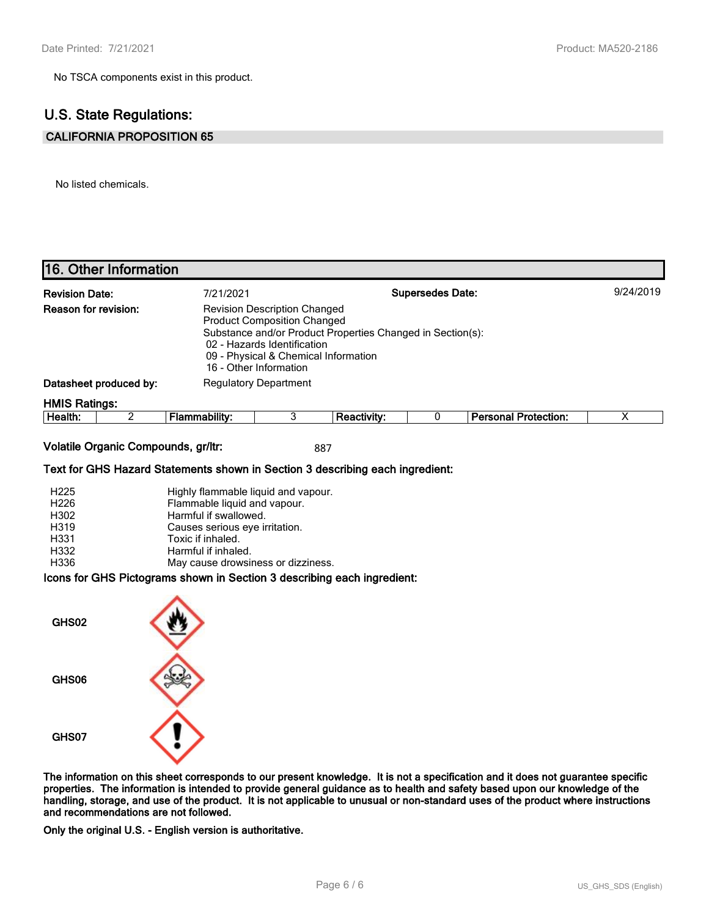No TSCA components exist in this product.

## U.S. State Regulations:

### CALIFORNIA PROPOSITION 65

No listed chemicals.

## 16. Other Information

**Revision Date:** 7/21/2021  **Supersedes Date:** 9/24/2019

**Reason for revision:**
Revision Description Changed
Product Composition Changed
Substance and/or Product Properties Changed in Section(s):
02 - Hazards Identification
09 - Physical & Chemical Information
16 - Other Information

**Datasheet produced by:** Regulatory Department

**HMIS Ratings:**

| | | | | | | | |
|---|---|---|---|---|---|---|---|
| **Health:** | 2 | **Flammability:** | 3 | **Reactivity:** | 0 | **Personal Protection:** | X |

**Volatile Organic Compounds, gr/ltr:** 887

**Text for GHS Hazard Statements shown in Section 3 describing each ingredient:**

| | |
|---|---|
| H225 | Highly flammable liquid and vapour. |
| H226 | Flammable liquid and vapour. |
| H302 | Harmful if swallowed. |
| H319 | Causes serious eye irritation. |
| H331 | Toxic if inhaled. |
| H332 | Harmful if inhaled. |
| H336 | May cause drowsiness or dizziness. |

**Icons for GHS Pictograms shown in Section 3 describing each ingredient:**

GHS02

GHS06

GHS07

**The information on this sheet corresponds to our present knowledge. It is not a specification and it does not guarantee specific properties. The information is intended to provide general guidance as to health and safety based upon our knowledge of the handling, storage, and use of the product. It is not applicable to unusual or non-standard uses of the product where instructions and recommendations are not followed.**

**Only the original U.S. - English version is authoritative.**